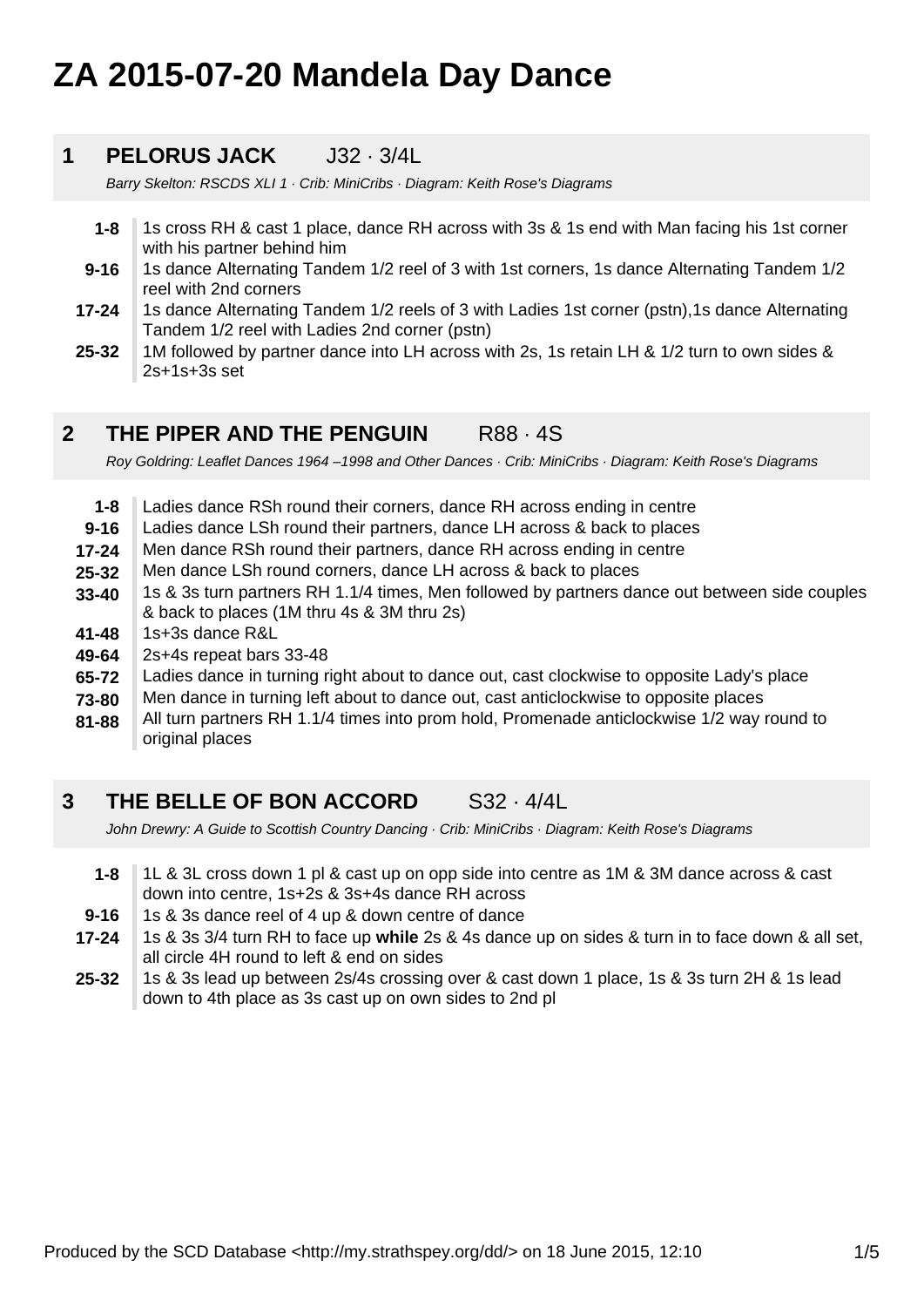# ZA 2015-07-20 Mandela Day Dance

## 1 PELORUS JACK J32 · 3/4L

*Barry Skelton: RSCDS XLI 1 · Crib: MiniCribs · Diagram: Keith Rose's Diagrams*

| | |
|---|---|
| **1-8** | 1s cross RH & cast 1 place, dance RH across with 3s & 1s end with Man facing his 1st corner with his partner behind him |
| **9-16** | 1s dance Alternating Tandem 1/2 reel of 3 with 1st corners, 1s dance Alternating Tandem 1/2 reel with 2nd corners |
| **17-24** | 1s dance Alternating Tandem 1/2 reels of 3 with Ladies 1st corner (pstn),1s dance Alternating Tandem 1/2 reel with Ladies 2nd corner (pstn) |
| **25-32** | 1M followed by partner dance into LH across with 2s, 1s retain LH & 1/2 turn to own sides & 2s+1s+3s set |

## 2 THE PIPER AND THE PENGUIN R88 · 4S

*Roy Goldring: Leaflet Dances 1964 –1998 and Other Dances · Crib: MiniCribs · Diagram: Keith Rose's Diagrams*

| | |
|---|---|
| **1-8** | Ladies dance RSh round their corners, dance RH across ending in centre |
| **9-16** | Ladies dance LSh round their partners, dance LH across & back to places |
| **17-24** | Men dance RSh round their partners, dance RH across ending in centre |
| **25-32** | Men dance LSh round corners, dance LH across & back to places |
| **33-40** | 1s & 3s turn partners RH 1.1/4 times, Men followed by partners dance out between side couples & back to places (1M thru 4s & 3M thru 2s) |
| **41-48** | 1s+3s dance R&L |
| **49-64** | 2s+4s repeat bars 33-48 |
| **65-72** | Ladies dance in turning right about to dance out, cast clockwise to opposite Lady's place |
| **73-80** | Men dance in turning left about to dance out, cast anticlockwise to opposite places |
| **81-88** | All turn partners RH 1.1/4 times into prom hold, Promenade anticlockwise 1/2 way round to original places |

## 3 THE BELLE OF BON ACCORD S32 · 4/4L

*John Drewry: A Guide to Scottish Country Dancing · Crib: MiniCribs · Diagram: Keith Rose's Diagrams*

| | |
|---|---|
| **1-8** | 1L & 3L cross down 1 pl & cast up on opp side into centre as 1M & 3M dance across & cast down into centre, 1s+2s & 3s+4s dance RH across |
| **9-16** | 1s & 3s dance reel of 4 up & down centre of dance |
| **17-24** | 1s & 3s 3/4 turn RH to face up **while** 2s & 4s dance up on sides & turn in to face down & all set, all circle 4H round to left & end on sides |
| **25-32** | 1s & 3s lead up between 2s/4s crossing over & cast down 1 place, 1s & 3s turn 2H & 1s lead down to 4th place as 3s cast up on own sides to 2nd pl |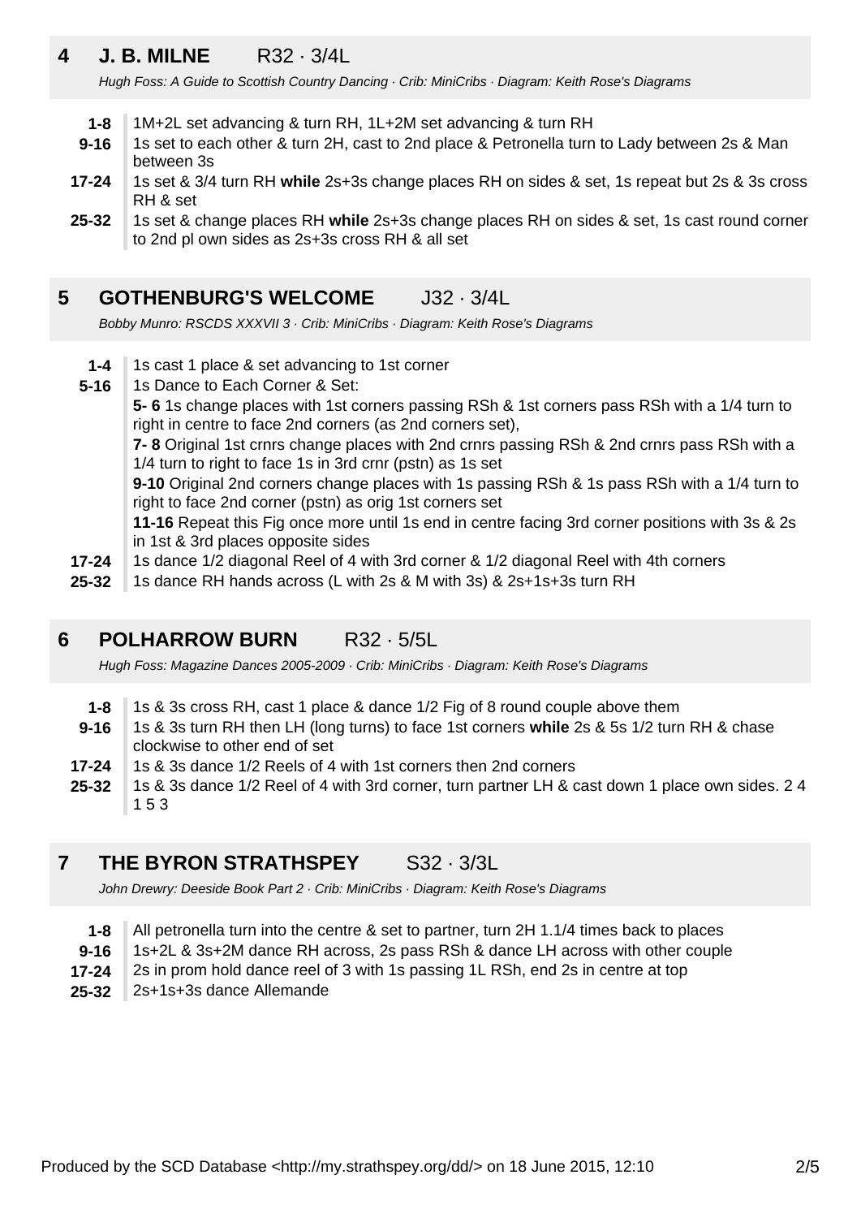## 4 J. B. MILNE R32 · 3/4L

*Hugh Foss: A Guide to Scottish Country Dancing · Crib: MiniCribs · Diagram: Keith Rose's Diagrams*

- **1-8** 1M+2L set advancing & turn RH, 1L+2M set advancing & turn RH
- **9-16** 1s set to each other & turn 2H, cast to 2nd place & Petronella turn to Lady between 2s & Man between 3s
- **17-24** 1s set & 3/4 turn RH **while** 2s+3s change places RH on sides & set, 1s repeat but 2s & 3s cross RH & set
- **25-32** 1s set & change places RH **while** 2s+3s change places RH on sides & set, 1s cast round corner to 2nd pl own sides as 2s+3s cross RH & all set

## 5 GOTHENBURG'S WELCOME J32 · 3/4L

*Bobby Munro: RSCDS XXXVII 3 · Crib: MiniCribs · Diagram: Keith Rose's Diagrams*

- **1-4** 1s cast 1 place & set advancing to 1st corner
- **5-16** 1s Dance to Each Corner & Set:
  **5- 6** 1s change places with 1st corners passing RSh & 1st corners pass RSh with a 1/4 turn to right in centre to face 2nd corners (as 2nd corners set),
  **7- 8** Original 1st crnrs change places with 2nd crnrs passing RSh & 2nd crnrs pass RSh with a 1/4 turn to right to face 1s in 3rd crnr (pstn) as 1s set
  **9-10** Original 2nd corners change places with 1s passing RSh & 1s pass RSh with a 1/4 turn to right to face 2nd corner (pstn) as orig 1st corners set
  **11-16** Repeat this Fig once more until 1s end in centre facing 3rd corner positions with 3s & 2s in 1st & 3rd places opposite sides
- **17-24** 1s dance 1/2 diagonal Reel of 4 with 3rd corner & 1/2 diagonal Reel with 4th corners
- **25-32** 1s dance RH hands across (L with 2s & M with 3s) & 2s+1s+3s turn RH

## 6 POLHARROW BURN R32 · 5/5L

*Hugh Foss: Magazine Dances 2005-2009 · Crib: MiniCribs · Diagram: Keith Rose's Diagrams*

- **1-8** 1s & 3s cross RH, cast 1 place & dance 1/2 Fig of 8 round couple above them
- **9-16** 1s & 3s turn RH then LH (long turns) to face 1st corners **while** 2s & 5s 1/2 turn RH & chase clockwise to other end of set
- **17-24** 1s & 3s dance 1/2 Reels of 4 with 1st corners then 2nd corners
- **25-32** 1s & 3s dance 1/2 Reel of 4 with 3rd corner, turn partner LH & cast down 1 place own sides. 2 4 1 5 3

## 7 THE BYRON STRATHSPEY S32 · 3/3L

*John Drewry: Deeside Book Part 2 · Crib: MiniCribs · Diagram: Keith Rose's Diagrams*

- **1-8** All petronella turn into the centre & set to partner, turn 2H 1.1/4 times back to places
- **9-16** 1s+2L & 3s+2M dance RH across, 2s pass RSh & dance LH across with other couple
- **17-24** 2s in prom hold dance reel of 3 with 1s passing 1L RSh, end 2s in centre at top
- **25-32** 2s+1s+3s dance Allemande

Produced by the SCD Database <http://my.strathspey.org/dd/> on 18 June 2015, 12:10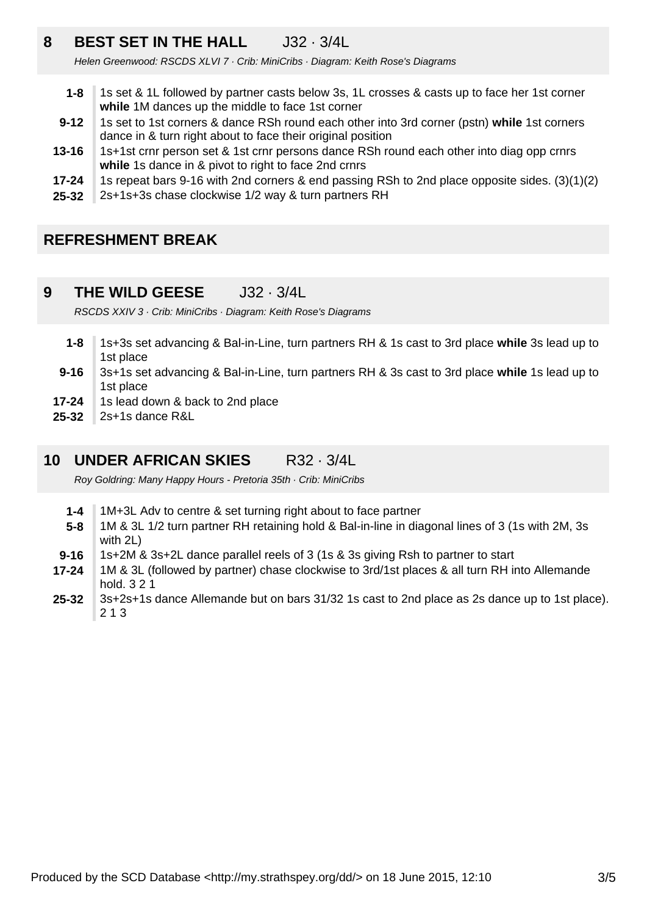## 8 BEST SET IN THE HALL J32 · 3/4L

*Helen Greenwood: RSCDS XLVI 7 · Crib: MiniCribs · Diagram: Keith Rose's Diagrams*

| | |
|---|---|
| **1-8** | 1s set & 1L followed by partner casts below 3s, 1L crosses & casts up to face her 1st corner **while** 1M dances up the middle to face 1st corner |
| **9-12** | 1s set to 1st corners & dance RSh round each other into 3rd corner (pstn) **while** 1st corners dance in & turn right about to face their original position |
| **13-16** | 1s+1st crnr person set & 1st crnr persons dance RSh round each other into diag opp crnrs **while** 1s dance in & pivot to right to face 2nd crnrs |
| **17-24** | 1s repeat bars 9-16 with 2nd corners & end passing RSh to 2nd place opposite sides. (3)(1)(2) |
| **25-32** | 2s+1s+3s chase clockwise 1/2 way & turn partners RH |

## REFRESHMENT BREAK

## 9 THE WILD GEESE J32 · 3/4L

*RSCDS XXIV 3 · Crib: MiniCribs · Diagram: Keith Rose's Diagrams*

| | |
|---|---|
| **1-8** | 1s+3s set advancing & Bal-in-Line, turn partners RH & 1s cast to 3rd place **while** 3s lead up to 1st place |
| **9-16** | 3s+1s set advancing & Bal-in-Line, turn partners RH & 3s cast to 3rd place **while** 1s lead up to 1st place |
| **17-24** | 1s lead down & back to 2nd place |
| **25-32** | 2s+1s dance R&L |

## 10 UNDER AFRICAN SKIES R32 · 3/4L

*Roy Goldring: Many Happy Hours - Pretoria 35th · Crib: MiniCribs*

| | |
|---|---|
| **1-4** | 1M+3L Adv to centre & set turning right about to face partner |
| **5-8** | 1M & 3L 1/2 turn partner RH retaining hold & Bal-in-line in diagonal lines of 3 (1s with 2M, 3s with 2L) |
| **9-16** | 1s+2M & 3s+2L dance parallel reels of 3 (1s & 3s giving Rsh to partner to start |
| **17-24** | 1M & 3L (followed by partner) chase clockwise to 3rd/1st places & all turn RH into Allemande hold. 3 2 1 |
| **25-32** | 3s+2s+1s dance Allemande but on bars 31/32 1s cast to 2nd place as 2s dance up to 1st place). 2 1 3 |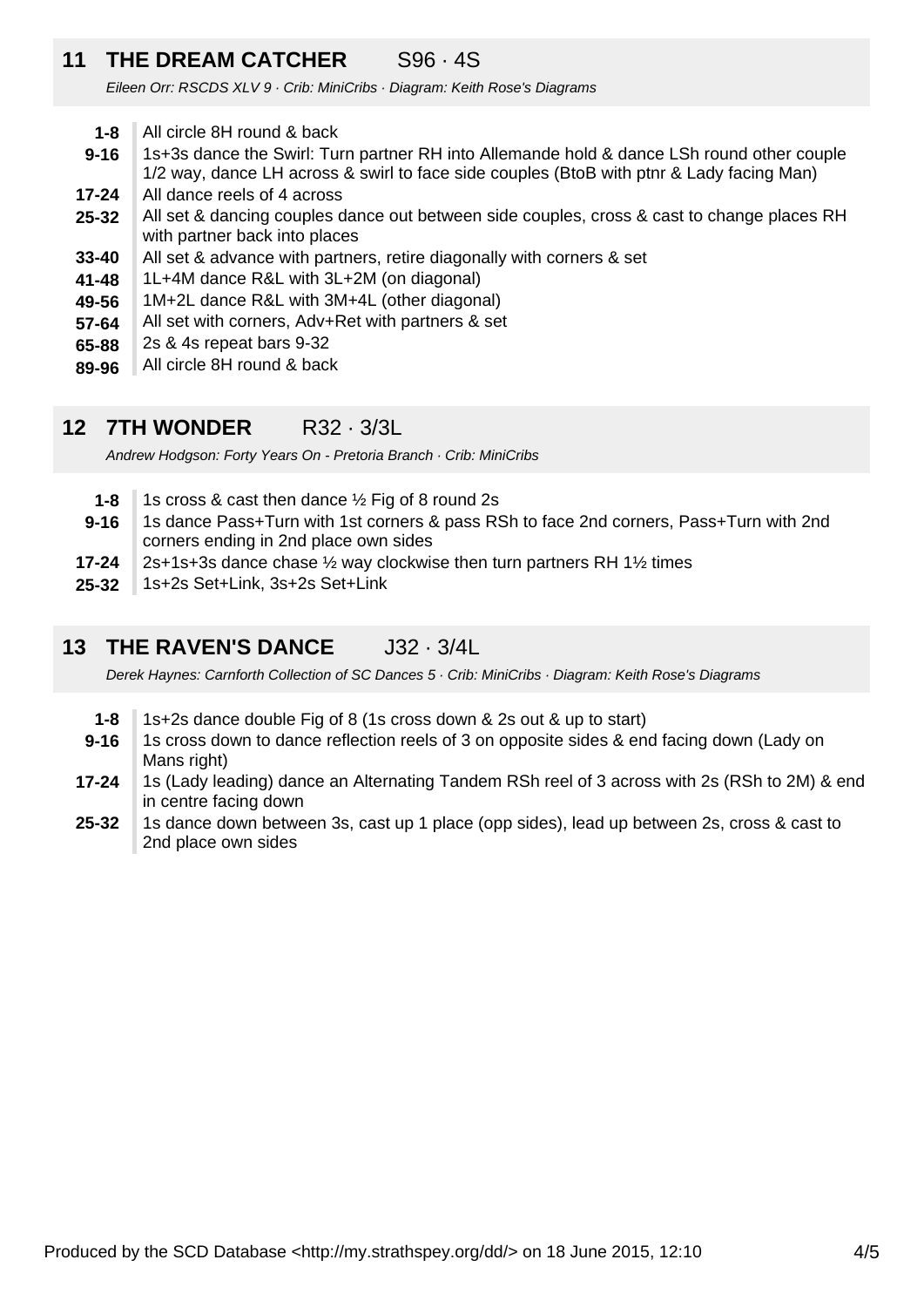## 11 THE DREAM CATCHER S96 · 4S

*Eileen Orr: RSCDS XLV 9 · Crib: MiniCribs · Diagram: Keith Rose's Diagrams*

| | |
|---|---|
| **1-8** | All circle 8H round & back |
| **9-16** | 1s+3s dance the Swirl: Turn partner RH into Allemande hold & dance LSh round other couple 1/2 way, dance LH across & swirl to face side couples (BtoB with ptnr & Lady facing Man) |
| **17-24** | All dance reels of 4 across |
| **25-32** | All set & dancing couples dance out between side couples, cross & cast to change places RH with partner back into places |
| **33-40** | All set & advance with partners, retire diagonally with corners & set |
| **41-48** | 1L+4M dance R&L with 3L+2M (on diagonal) |
| **49-56** | 1M+2L dance R&L with 3M+4L (other diagonal) |
| **57-64** | All set with corners, Adv+Ret with partners & set |
| **65-88** | 2s & 4s repeat bars 9-32 |
| **89-96** | All circle 8H round & back |

## 12 7TH WONDER R32 · 3/3L

*Andrew Hodgson: Forty Years On - Pretoria Branch · Crib: MiniCribs*

| | |
|---|---|
| **1-8** | 1s cross & cast then dance ½ Fig of 8 round 2s |
| **9-16** | 1s dance Pass+Turn with 1st corners & pass RSh to face 2nd corners, Pass+Turn with 2nd corners ending in 2nd place own sides |
| **17-24** | 2s+1s+3s dance chase ½ way clockwise then turn partners RH 1½ times |
| **25-32** | 1s+2s Set+Link, 3s+2s Set+Link |

## 13 THE RAVEN'S DANCE J32 · 3/4L

*Derek Haynes: Carnforth Collection of SC Dances 5 · Crib: MiniCribs · Diagram: Keith Rose's Diagrams*

| | |
|---|---|
| **1-8** | 1s+2s dance double Fig of 8 (1s cross down & 2s out & up to start) |
| **9-16** | 1s cross down to dance reflection reels of 3 on opposite sides & end facing down (Lady on Mans right) |
| **17-24** | 1s (Lady leading) dance an Alternating Tandem RSh reel of 3 across with 2s (RSh to 2M) & end in centre facing down |
| **25-32** | 1s dance down between 3s, cast up 1 place (opp sides), lead up between 2s, cross & cast to 2nd place own sides |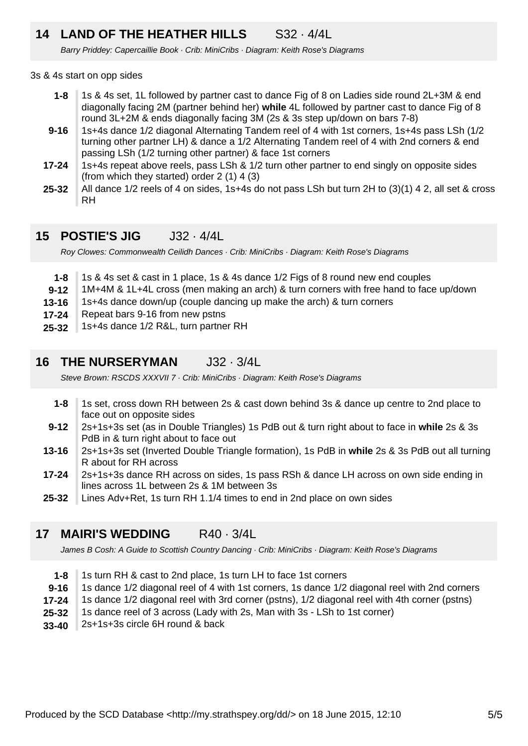## 14 LAND OF THE HEATHER HILLS S32 · 4/4L

*Barry Priddey: Capercaillie Book · Crib: MiniCribs · Diagram: Keith Rose's Diagrams*

3s & 4s start on opp sides

| | |
|---|---|
| **1-8** | 1s & 4s set, 1L followed by partner cast to dance Fig of 8 on Ladies side round 2L+3M & end diagonally facing 2M (partner behind her) **while** 4L followed by partner cast to dance Fig of 8 round 3L+2M & ends diagonally facing 3M (2s & 3s step up/down on bars 7-8) |
| **9-16** | 1s+4s dance 1/2 diagonal Alternating Tandem reel of 4 with 1st corners, 1s+4s pass LSh (1/2 turning other partner LH) & dance a 1/2 Alternating Tandem reel of 4 with 2nd corners & end passing LSh (1/2 turning other partner) & face 1st corners |
| **17-24** | 1s+4s repeat above reels, pass LSh & 1/2 turn other partner to end singly on opposite sides (from which they started) order 2 (1) 4 (3) |
| **25-32** | All dance 1/2 reels of 4 on sides, 1s+4s do not pass LSh but turn 2H to (3)(1) 4 2, all set & cross RH |

## 15 POSTIE'S JIG J32 · 4/4L

*Roy Clowes: Commonwealth Ceilidh Dances · Crib: MiniCribs · Diagram: Keith Rose's Diagrams*

| | |
|---|---|
| **1-8** | 1s & 4s set & cast in 1 place, 1s & 4s dance 1/2 Figs of 8 round new end couples |
| **9-12** | 1M+4M & 1L+4L cross (men making an arch) & turn corners with free hand to face up/down |
| **13-16** | 1s+4s dance down/up (couple dancing up make the arch) & turn corners |
| **17-24** | Repeat bars 9-16 from new pstns |
| **25-32** | 1s+4s dance 1/2 R&L, turn partner RH |

## 16 THE NURSERYMAN J32 · 3/4L

*Steve Brown: RSCDS XXXVII 7 · Crib: MiniCribs · Diagram: Keith Rose's Diagrams*

| | |
|---|---|
| **1-8** | 1s set, cross down RH between 2s & cast down behind 3s & dance up centre to 2nd place to face out on opposite sides |
| **9-12** | 2s+1s+3s set (as in Double Triangles) 1s PdB out & turn right about to face in **while** 2s & 3s PdB in & turn right about to face out |
| **13-16** | 2s+1s+3s set (Inverted Double Triangle formation), 1s PdB in **while** 2s & 3s PdB out all turning R about for RH across |
| **17-24** | 2s+1s+3s dance RH across on sides, 1s pass RSh & dance LH across on own side ending in lines across 1L between 2s & 1M between 3s |
| **25-32** | Lines Adv+Ret, 1s turn RH 1.1/4 times to end in 2nd place on own sides |

## 17 MAIRI'S WEDDING R40 · 3/4L

*James B Cosh: A Guide to Scottish Country Dancing · Crib: MiniCribs · Diagram: Keith Rose's Diagrams*

| | |
|---|---|
| **1-8** | 1s turn RH & cast to 2nd place, 1s turn LH to face 1st corners |
| **9-16** | 1s dance 1/2 reel of 4 with 1st corners, 1s dance 1/2 diagonal reel with 2nd corners |
| **17-24** | 1s dance 1/2 diagonal reel with 3rd corner (pstns), 1/2 diagonal reel with 4th corner (pstns) |
| **25-32** | 1s dance reel of 3 across (Lady with 2s, Man with 3s - LSh to 1st corner) |
| **33-40** | 2s+1s+3s circle 6H round & back |

Produced by the SCD Database <http://my.strathspey.org/dd/> on 18 June 2015, 12:10